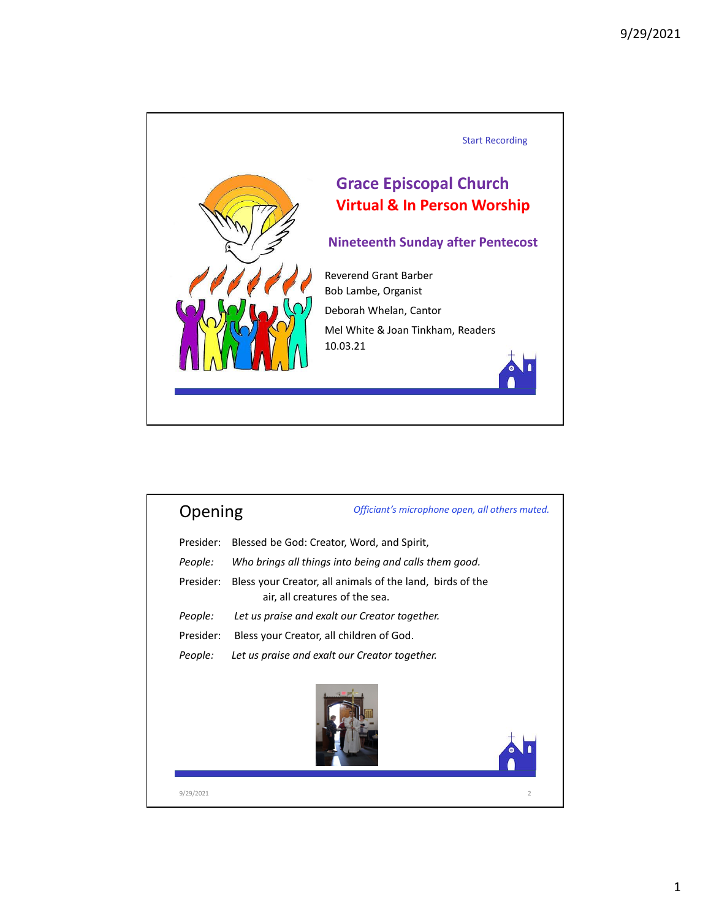Start Recording

# Grace Episcopal Church

## Virtual & In Person Worship

### Nineteenth Sunday after Pentecost

Reverend Grant Barber
Bob Lambe, Organist
Deborah Whelan, Cantor
Mel White & Joan Tinkham, Readers
10.03.21

## Opening

*Officiant's microphone open, all others muted.*

Presider: Blessed be God: Creator, Word, and Spirit,

*People: Who brings all things into being and calls them good.*

Presider: Bless your Creator, all animals of the land, birds of the air, all creatures of the sea.

*People: Let us praise and exalt our Creator together.*

Presider: Bless your Creator, all children of God.

*People: Let us praise and exalt our Creator together.*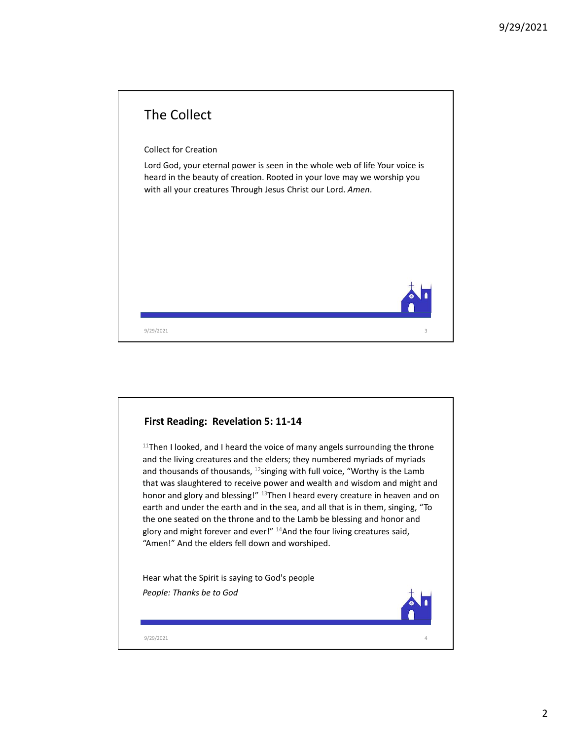## The Collect

Collect for Creation

Lord God, your eternal power is seen in the whole web of life Your voice is heard in the beauty of creation. Rooted in your love may we worship you with all your creatures Through Jesus Christ our Lord. *Amen*.

## First Reading: Revelation 5: 11-14

[11]Then I looked, and I heard the voice of many angels surrounding the throne and the living creatures and the elders; they numbered myriads of myriads and thousands of thousands, [12]singing with full voice, "Worthy is the Lamb that was slaughtered to receive power and wealth and wisdom and might and honor and glory and blessing!" [13]Then I heard every creature in heaven and on earth and under the earth and in the sea, and all that is in them, singing, "To the one seated on the throne and to the Lamb be blessing and honor and glory and might forever and ever!" [14]And the four living creatures said, "Amen!" And the elders fell down and worshiped.

Hear what the Spirit is saying to God's people

*People: Thanks be to God*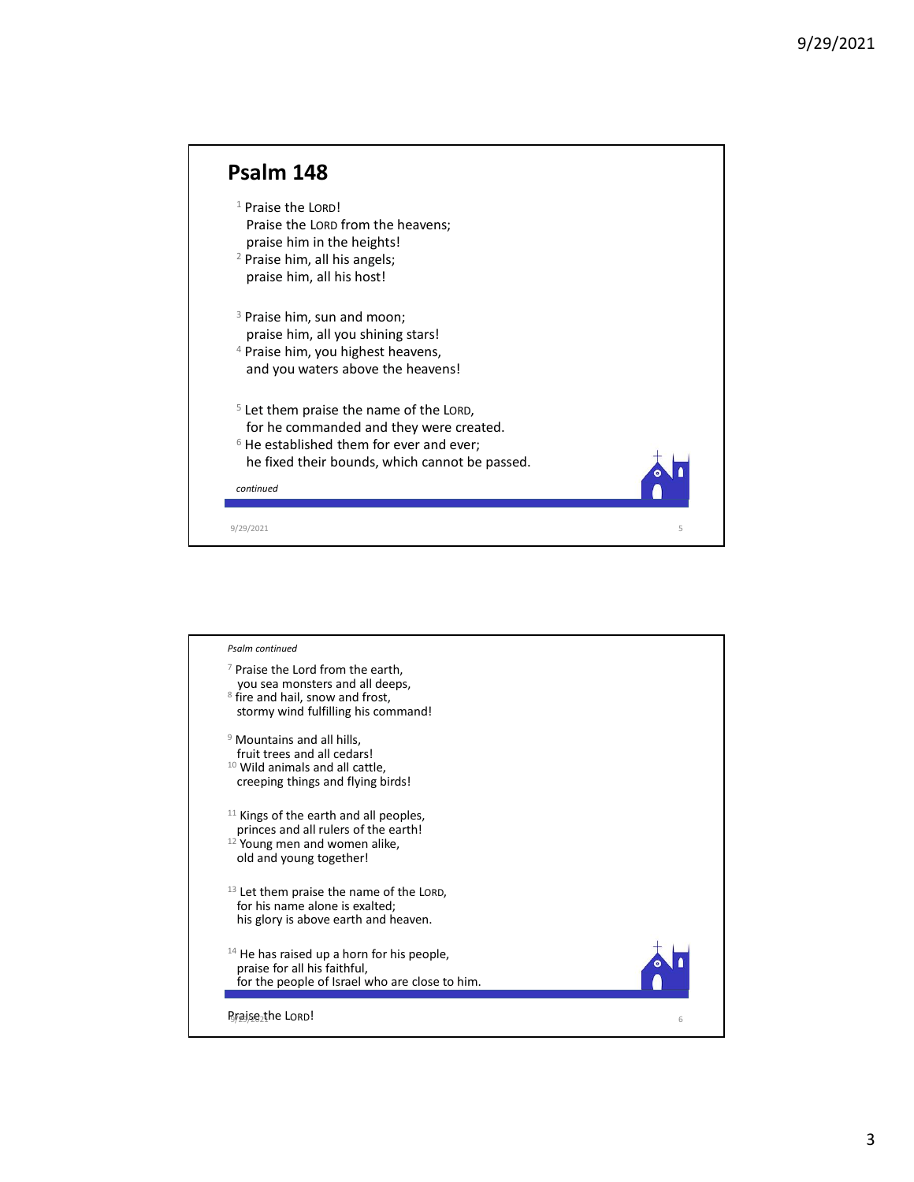# Psalm 148

[1] Praise the LORD!
Praise the LORD from the heavens;
praise him in the heights!
[2] Praise him, all his angels;
praise him, all his host!

[3] Praise him, sun and moon;
praise him, all you shining stars!
[4] Praise him, you highest heavens,
and you waters above the heavens!

[5] Let them praise the name of the LORD,
for he commanded and they were created.
[6] He established them for ever and ever;
he fixed their bounds, which cannot be passed.

*continued*

*Psalm continued*

[7] Praise the Lord from the earth,
you sea monsters and all deeps,
[8] fire and hail, snow and frost,
stormy wind fulfilling his command!

[9] Mountains and all hills,
fruit trees and all cedars!
[10] Wild animals and all cattle,
creeping things and flying birds!

[11] Kings of the earth and all peoples,
princes and all rulers of the earth!
[12] Young men and women alike,
old and young together!

[13] Let them praise the name of the LORD,
for his name alone is exalted;
his glory is above earth and heaven.

[14] He has raised up a horn for his people,
praise for all his faithful,
for the people of Israel who are close to him.

Praise the LORD!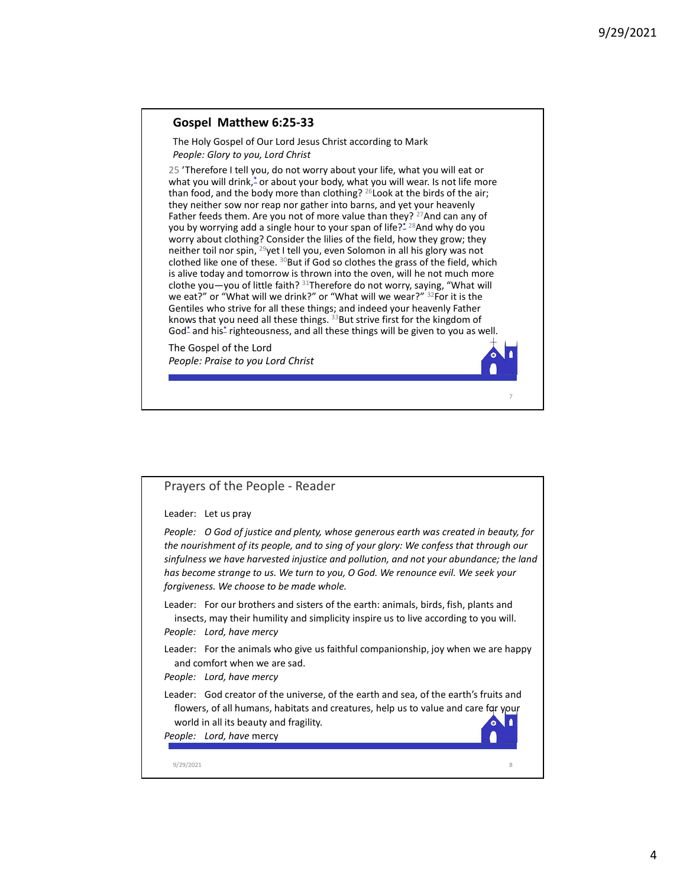## Gospel Matthew 6:25-33

The Holy Gospel of Our Lord Jesus Christ according to Mark
*People: Glory to you, Lord Christ*

25 'Therefore I tell you, do not worry about your life, what you will eat or what you will drink,* or about your body, what you will wear. Is not life more than food, and the body more than clothing? 26 Look at the birds of the air; they neither sow nor reap nor gather into barns, and yet your heavenly Father feeds them. Are you not of more value than they? 27 And can any of you by worrying add a single hour to your span of life?* 28 And why do you worry about clothing? Consider the lilies of the field, how they grow; they neither toil nor spin, 29 yet I tell you, even Solomon in all his glory was not clothed like one of these. 30 But if God so clothes the grass of the field, which is alive today and tomorrow is thrown into the oven, will he not much more clothe you—you of little faith? 31 Therefore do not worry, saying, "What will we eat?" or "What will we drink?" or "What will we wear?" 32 For it is the Gentiles who strive for all these things; and indeed your heavenly Father knows that you need all these things. 33 But strive first for the kingdom of God* and his* righteousness, and all these things will be given to you as well.

The Gospel of the Lord
*People: Praise to you Lord Christ*

## Prayers of the People - Reader

Leader: Let us pray

*People: O God of justice and plenty, whose generous earth was created in beauty, for the nourishment of its people, and to sing of your glory: We confess that through our sinfulness we have harvested injustice and pollution, and not your abundance; the land has become strange to us. We turn to you, O God. We renounce evil. We seek your forgiveness. We choose to be made whole.*

Leader: For our brothers and sisters of the earth: animals, birds, fish, plants and insects, may their humility and simplicity inspire us to live according to you will.
*People: Lord, have mercy*

Leader: For the animals who give us faithful companionship, joy when we are happy and comfort when we are sad.
*People: Lord, have mercy*

Leader: God creator of the universe, of the earth and sea, of the earth's fruits and flowers, of all humans, habitats and creatures, help us to value and care for your world in all its beauty and fragility.
*People: Lord, have* mercy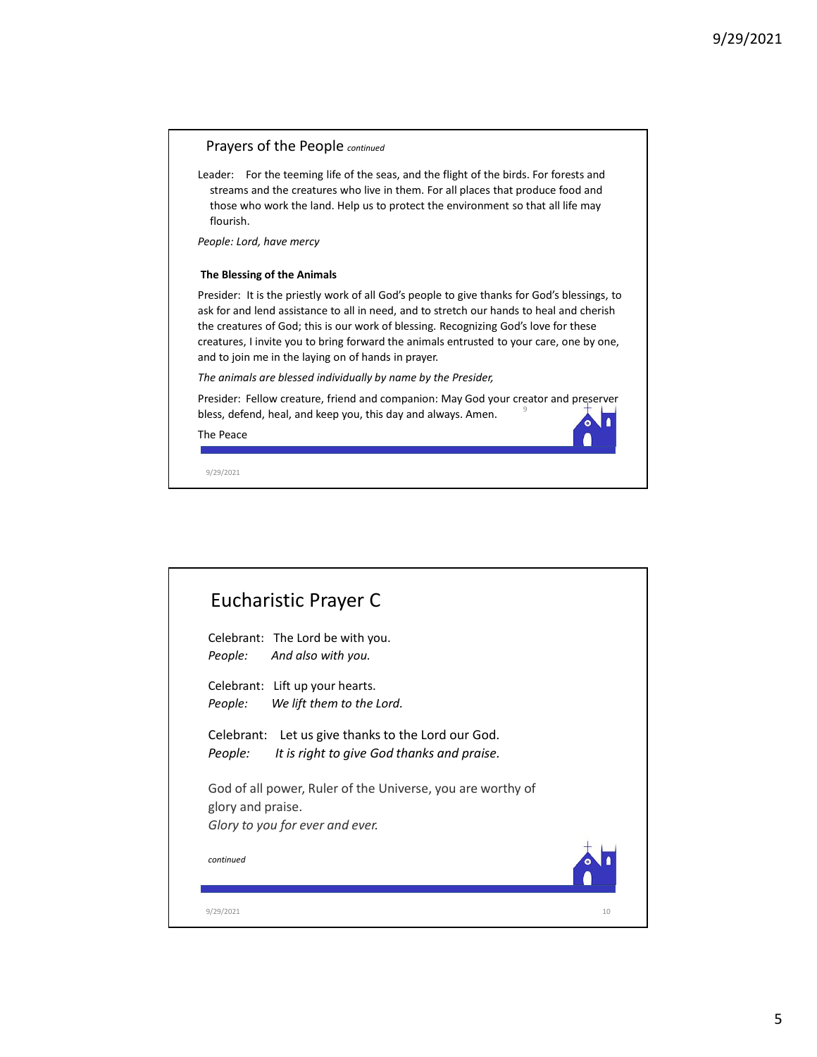## Prayers of the People *continued*

Leader: For the teeming life of the seas, and the flight of the birds. For forests and streams and the creatures who live in them. For all places that produce food and those who work the land. Help us to protect the environment so that all life may flourish.

*People: Lord, have mercy*

**The Blessing of the Animals**

Presider: It is the priestly work of all God's people to give thanks for God's blessings, to ask for and lend assistance to all in need, and to stretch our hands to heal and cherish the creatures of God; this is our work of blessing. Recognizing God's love for these creatures, I invite you to bring forward the animals entrusted to your care, one by one, and to join me in the laying on of hands in prayer.

*The animals are blessed individually by name by the Presider,*

Presider: Fellow creature, friend and companion: May God your creator and preserver bless, defend, heal, and keep you, this day and always. Amen.

The Peace

## Eucharistic Prayer C

Celebrant: The Lord be with you.
*People: And also with you.*

Celebrant: Lift up your hearts.
*People: We lift them to the Lord.*

Celebrant: Let us give thanks to the Lord our God.
*People: It is right to give God thanks and praise.*

God of all power, Ruler of the Universe, you are worthy of glory and praise.
*Glory to you for ever and ever.*

*continued*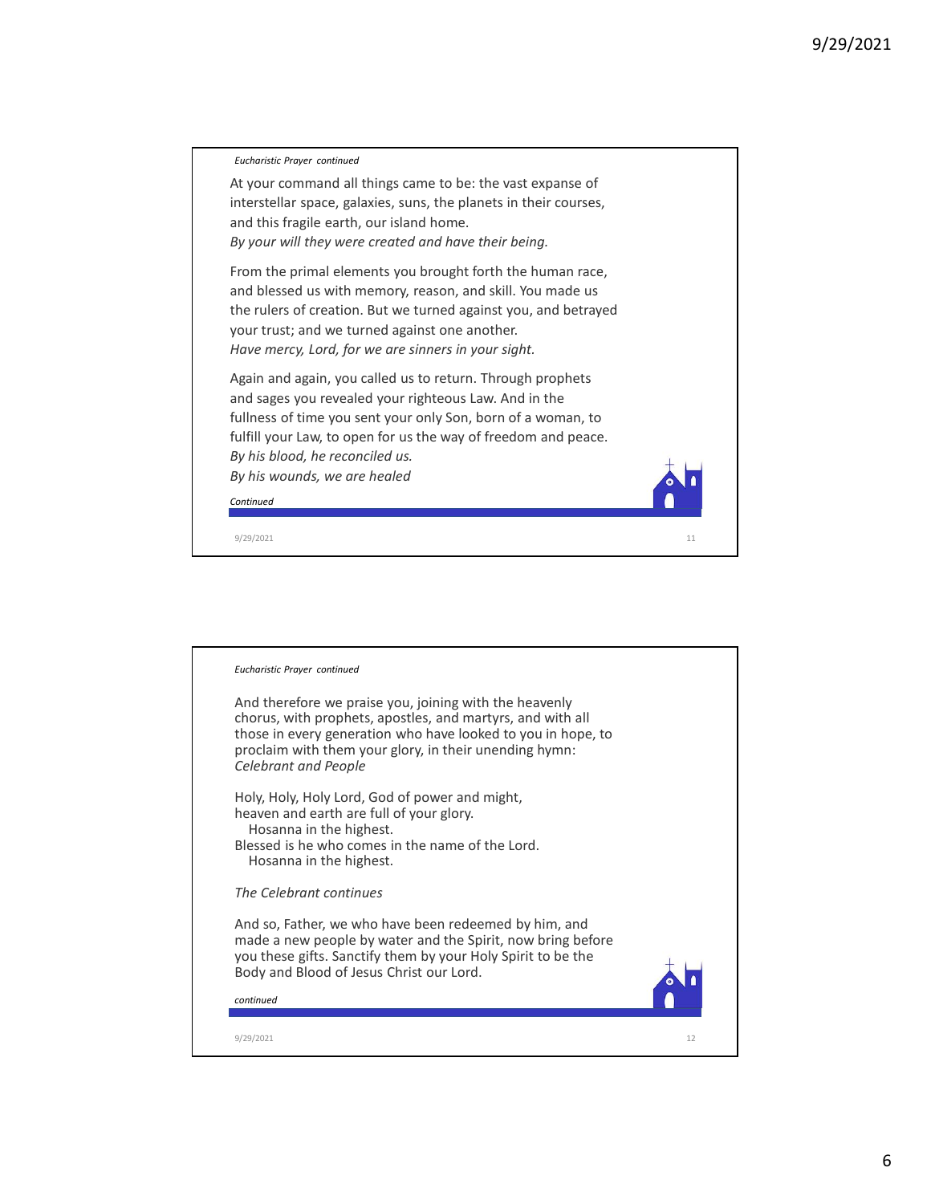*Eucharistic Prayer continued*

At your command all things came to be: the vast expanse of interstellar space, galaxies, suns, the planets in their courses, and this fragile earth, our island home.
*By your will they were created and have their being.*

From the primal elements you brought forth the human race, and blessed us with memory, reason, and skill. You made us the rulers of creation. But we turned against you, and betrayed your trust; and we turned against one another.
*Have mercy, Lord, for we are sinners in your sight.*

Again and again, you called us to return. Through prophets and sages you revealed your righteous Law. And in the fullness of time you sent your only Son, born of a woman, to fulfill your Law, to open for us the way of freedom and peace.
*By his blood, he reconciled us.*
*By his wounds, we are healed*

*Continued*

*Eucharistic Prayer continued*

And therefore we praise you, joining with the heavenly chorus, with prophets, apostles, and martyrs, and with all those in every generation who have looked to you in hope, to proclaim with them your glory, in their unending hymn:
*Celebrant and People*

Holy, Holy, Holy Lord, God of power and might,
heaven and earth are full of your glory.
  Hosanna in the highest.
Blessed is he who comes in the name of the Lord.
  Hosanna in the highest.

*The Celebrant continues*

And so, Father, we who have been redeemed by him, and made a new people by water and the Spirit, now bring before you these gifts. Sanctify them by your Holy Spirit to be the Body and Blood of Jesus Christ our Lord.

*continued*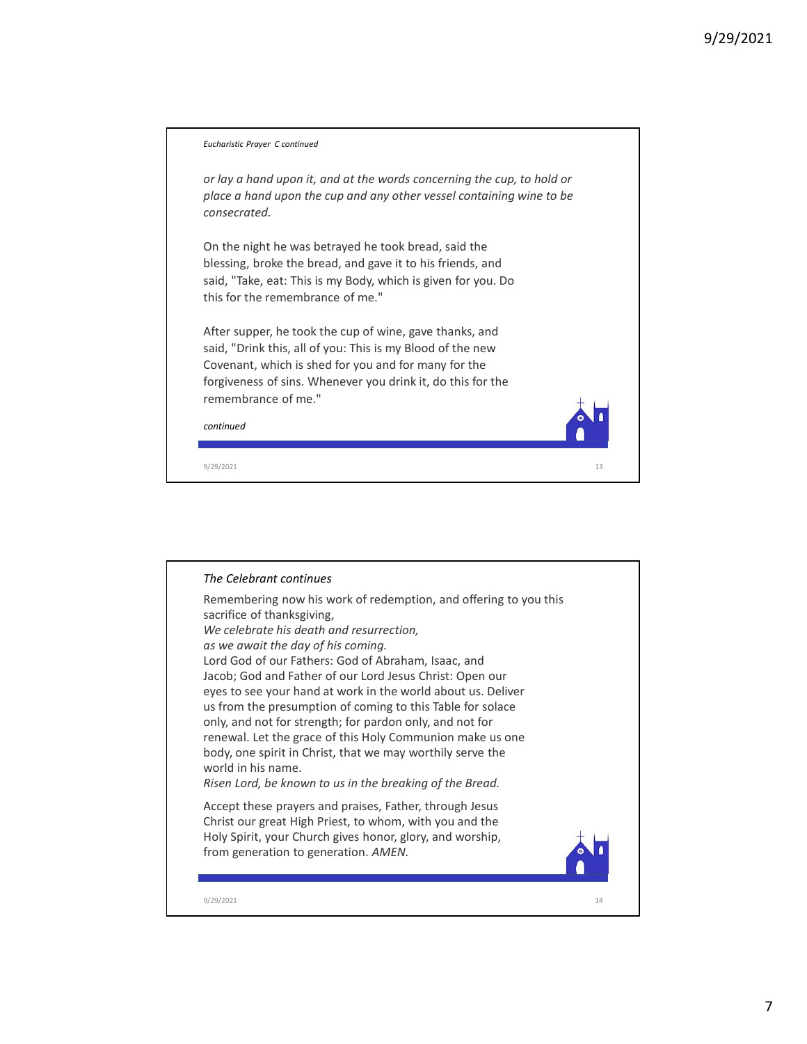*Eucharistic Prayer C continued*

*or lay a hand upon it, and at the words concerning the cup, to hold or place a hand upon the cup and any other vessel containing wine to be consecrated.*

On the night he was betrayed he took bread, said the blessing, broke the bread, and gave it to his friends, and said, "Take, eat: This is my Body, which is given for you. Do this for the remembrance of me."

After supper, he took the cup of wine, gave thanks, and said, "Drink this, all of you: This is my Blood of the new Covenant, which is shed for you and for many for the forgiveness of sins. Whenever you drink it, do this for the remembrance of me."

*continued*

*The Celebrant continues*

Remembering now his work of redemption, and offering to you this sacrifice of thanksgiving,

*We celebrate his death and resurrection,*
*as we await the day of his coming.*

Lord God of our Fathers: God of Abraham, Isaac, and Jacob; God and Father of our Lord Jesus Christ: Open our eyes to see your hand at work in the world about us. Deliver us from the presumption of coming to this Table for solace only, and not for strength; for pardon only, and not for renewal. Let the grace of this Holy Communion make us one body, one spirit in Christ, that we may worthily serve the world in his name.

*Risen Lord, be known to us in the breaking of the Bread.*

Accept these prayers and praises, Father, through Jesus Christ our great High Priest, to whom, with you and the Holy Spirit, your Church gives honor, glory, and worship, from generation to generation. *AMEN.*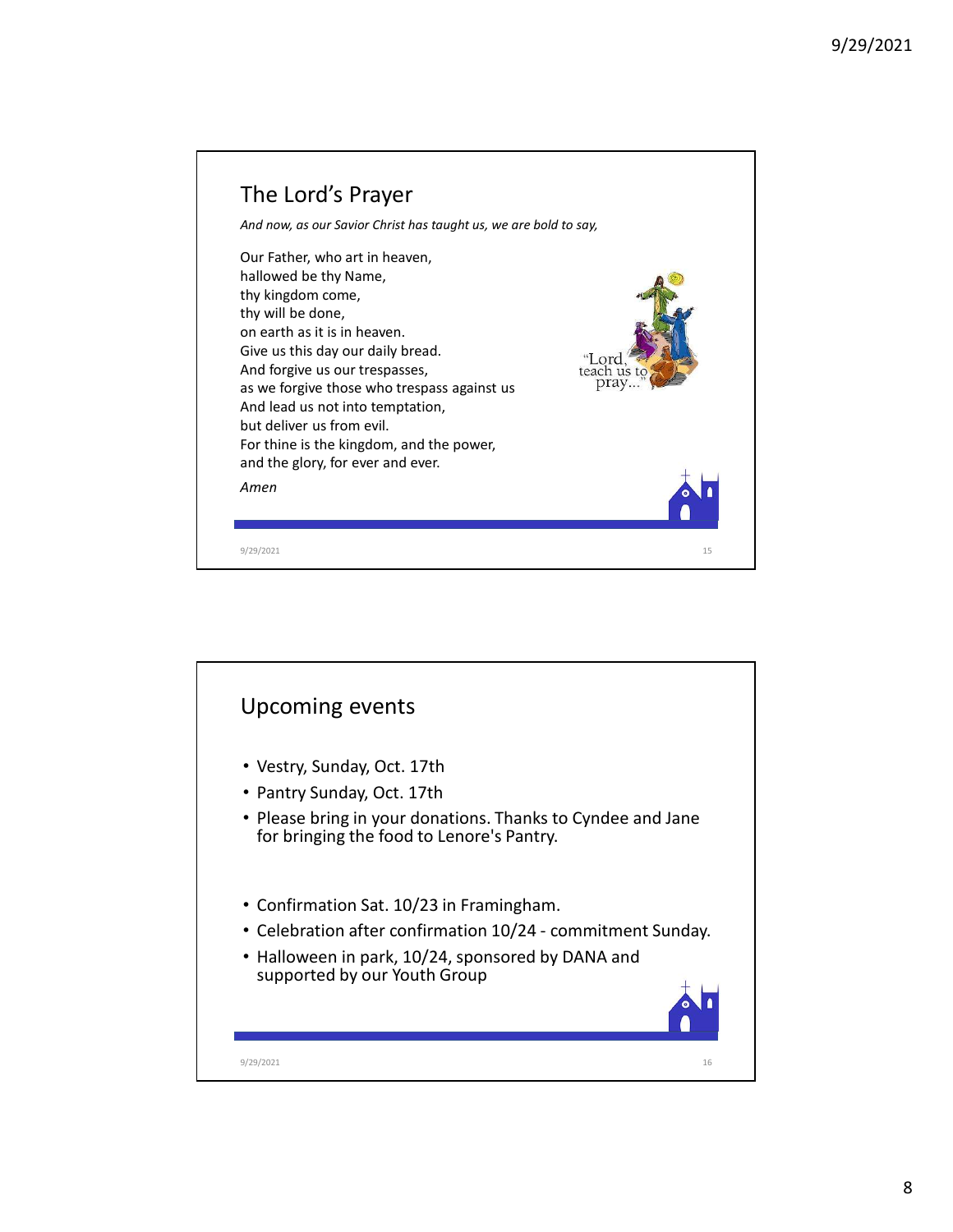## The Lord's Prayer

*And now, as our Savior Christ has taught us, we are bold to say,*

Our Father, who art in heaven,
hallowed be thy Name,
thy kingdom come,
thy will be done,
on earth as it is in heaven.
Give us this day our daily bread.
And forgive us our trespasses,
as we forgive those who trespass against us
And lead us not into temptation,
but deliver us from evil.
For thine is the kingdom, and the power,
and the glory, for ever and ever.

*Amen*

"Lord, teach us to pray..."

## Upcoming events

- Vestry, Sunday, Oct. 17th
- Pantry Sunday, Oct. 17th
- Please bring in your donations. Thanks to Cyndee and Jane for bringing the food to Lenore's Pantry.

- Confirmation Sat. 10/23 in Framingham.
- Celebration after confirmation 10/24 - commitment Sunday.
- Halloween in park, 10/24, sponsored by DANA and supported by our Youth Group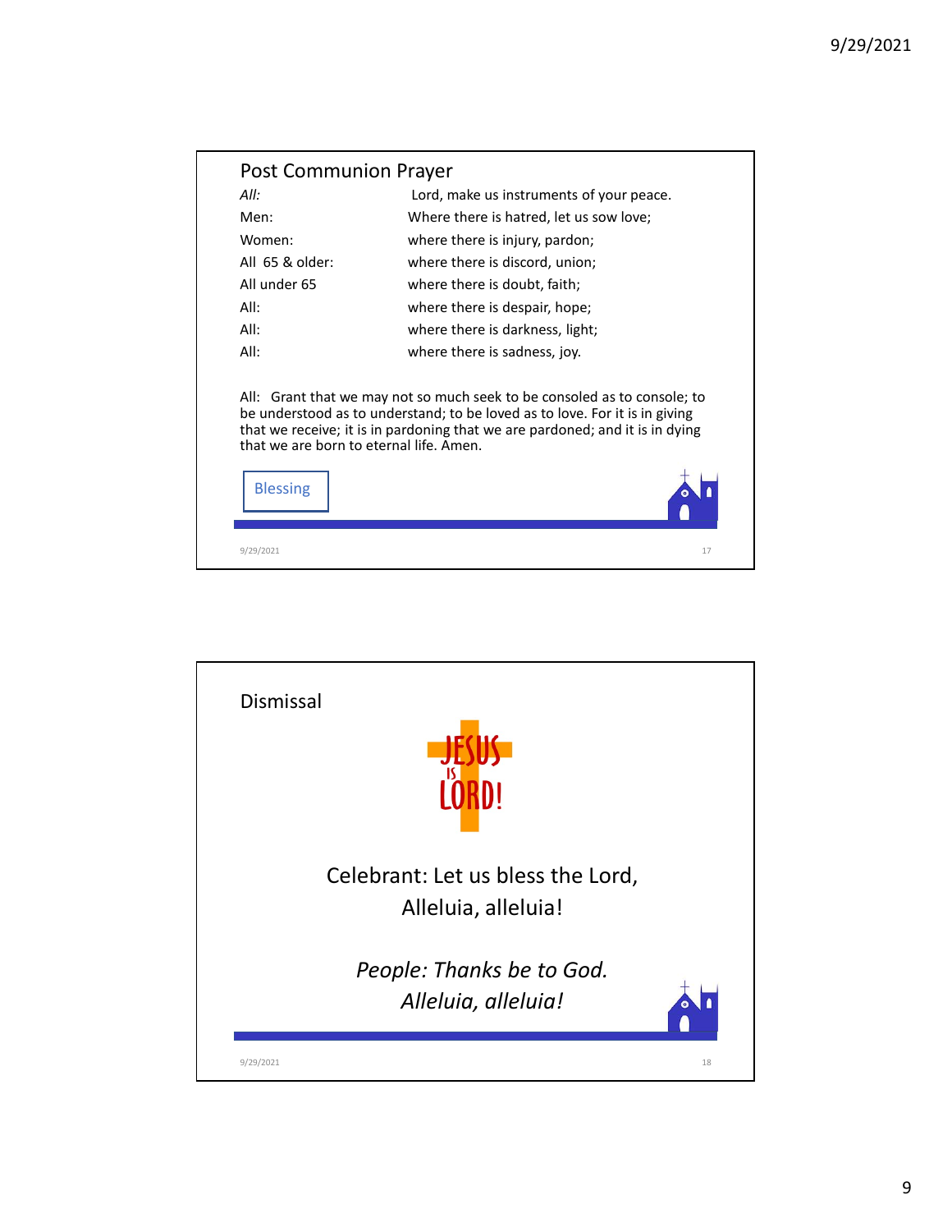## Post Communion Prayer

| | |
|---|---|
| *All:* | Lord, make us instruments of your peace. |
| Men: | Where there is hatred, let us sow love; |
| Women: | where there is injury, pardon; |
| All 65 & older: | where there is discord, union; |
| All under 65 | where there is doubt, faith; |
| All: | where there is despair, hope; |
| All: | where there is darkness, light; |
| All: | where there is sadness, joy. |

All: Grant that we may not so much seek to be consoled as to console; to be understood as to understand; to be loved as to love. For it is in giving that we receive; it is in pardoning that we are pardoned; and it is in dying that we are born to eternal life. Amen.

Blessing

## Dismissal

JESUS IS LORD!

Celebrant: Let us bless the Lord,
Alleluia, alleluia!

*People: Thanks be to God.*
*Alleluia, alleluia!*